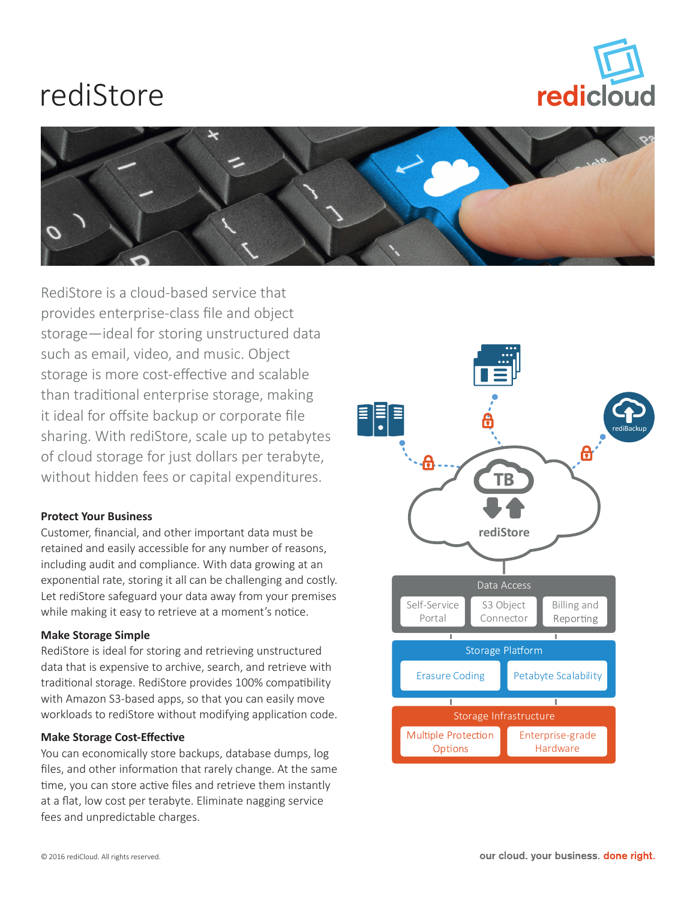# rediStore

RediStore is a cloud-based service that provides enterprise-class file and object storage—ideal for storing unstructured data such as email, video, and music. Object storage is more cost-effective and scalable than traditional enterprise storage, making it ideal for offsite backup or corporate file sharing. With rediStore, scale up to petabytes of cloud storage for just dollars per terabyte, without hidden fees or capital expenditures.

### Protect Your Business

Customer, financial, and other important data must be retained and easily accessible for any number of reasons, including audit and compliance. With data growing at an exponential rate, storing it all can be challenging and costly. Let rediStore safeguard your data away from your premises while making it easy to retrieve at a moment's notice.

### Make Storage Simple

RediStore is ideal for storing and retrieving unstructured data that is expensive to archive, search, and retrieve with traditional storage. RediStore provides 100% compatibility with Amazon S3-based apps, so that you can easily move workloads to rediStore without modifying application code.

### Make Storage Cost-Effective

You can economically store backups, database dumps, log files, and other information that rarely change. At the same time, you can store active files and retrieve them instantly at a flat, low cost per terabyte. Eliminate nagging service fees and unpredictable charges.

**Data Access**
- Self-Service Portal
- S3 Object Connector
- Billing and Reporting

**Storage Platform**
- Erasure Coding
- Petabyte Scalability

**Storage Infrastructure**
- Multiple Protection Options
- Enterprise-grade Hardware

© 2016 rediCloud. All rights reserved.

our cloud. your business. **done right.**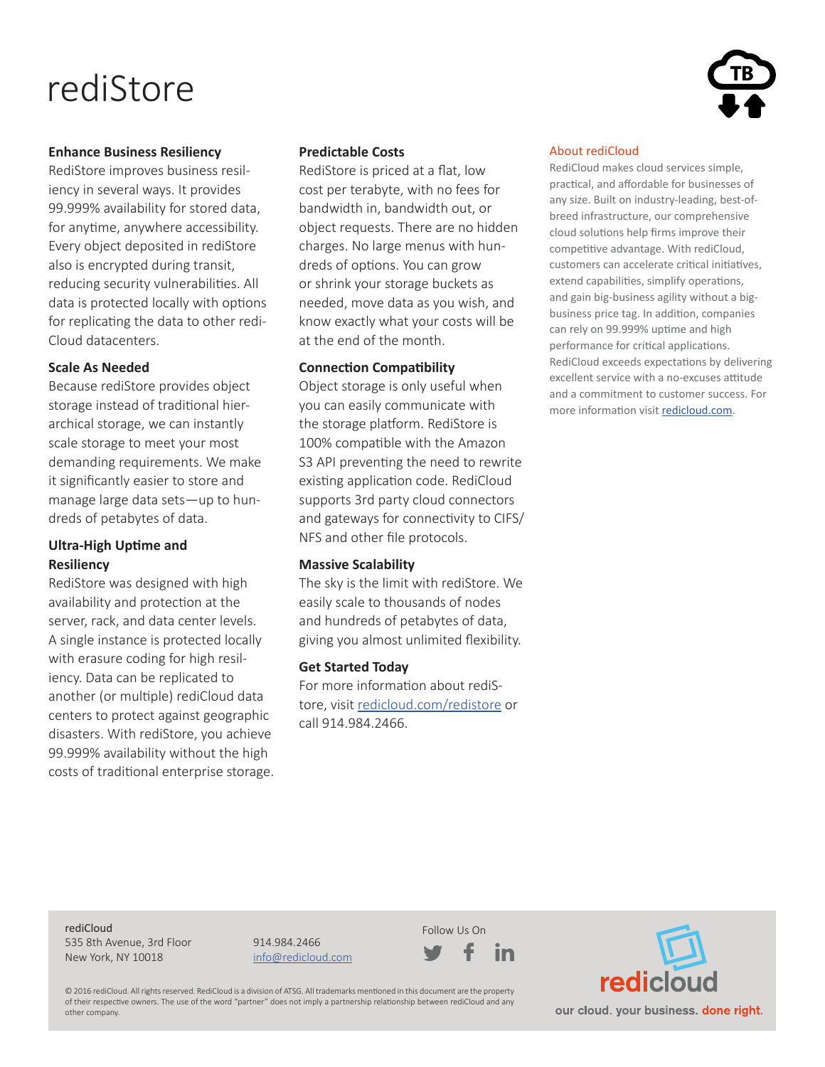# rediStore

**Enhance Business Resiliency**
RediStore improves business resiliency in several ways. It provides 99.999% availability for stored data, for anytime, anywhere accessibility. Every object deposited in rediStore also is encrypted during transit, reducing security vulnerabilities. All data is protected locally with options for replicating the data to other rediCloud datacenters.

**Scale As Needed**
Because rediStore provides object storage instead of traditional hierarchical storage, we can instantly scale storage to meet your most demanding requirements. We make it significantly easier to store and manage large data sets—up to hundreds of petabytes of data.

**Ultra-High Uptime and Resiliency**
RediStore was designed with high availability and protection at the server, rack, and data center levels. A single instance is protected locally with erasure coding for high resiliency. Data can be replicated to another (or multiple) rediCloud data centers to protect against geographic disasters. With rediStore, you achieve 99.999% availability without the high costs of traditional enterprise storage.

**Predictable Costs**
RediStore is priced at a flat, low cost per terabyte, with no fees for bandwidth in, bandwidth out, or object requests. There are no hidden charges. No large menus with hundreds of options. You can grow or shrink your storage buckets as needed, move data as you wish, and know exactly what your costs will be at the end of the month.

**Connection Compatibility**
Object storage is only useful when you can easily communicate with the storage platform. RediStore is 100% compatible with the Amazon S3 API preventing the need to rewrite existing application code. RediCloud supports 3rd party cloud connectors and gateways for connectivity to CIFS/NFS and other file protocols.

**Massive Scalability**
The sky is the limit with rediStore. We easily scale to thousands of nodes and hundreds of petabytes of data, giving you almost unlimited flexibility.

**Get Started Today**
For more information about rediStore, visit redicloud.com/redistore or call 914.984.2466.

**About rediCloud**
RediCloud makes cloud services simple, practical, and affordable for businesses of any size. Built on industry-leading, best-of-breed infrastructure, our comprehensive cloud solutions help firms improve their competitive advantage. With rediCloud, customers can accelerate critical initiatives, extend capabilities, simplify operations, and gain big-business agility without a big-business price tag. In addition, companies can rely on 99.999% uptime and high performance for critical applications. RediCloud exceeds expectations by delivering excellent service with a no-excuses attitude and a commitment to customer success. For more information visit redicloud.com.

rediCloud
535 8th Avenue, 3rd Floor
New York, NY 10018

914.984.2466
info@redicloud.com

Follow Us On

redicloud
our cloud. your business. done right.

© 2016 rediCloud. All rights reserved. RediCloud is a division of ATSG. All trademarks mentioned in this document are the property of their respective owners. The use of the word "partner" does not imply a partnership relationship between rediCloud and any other company.